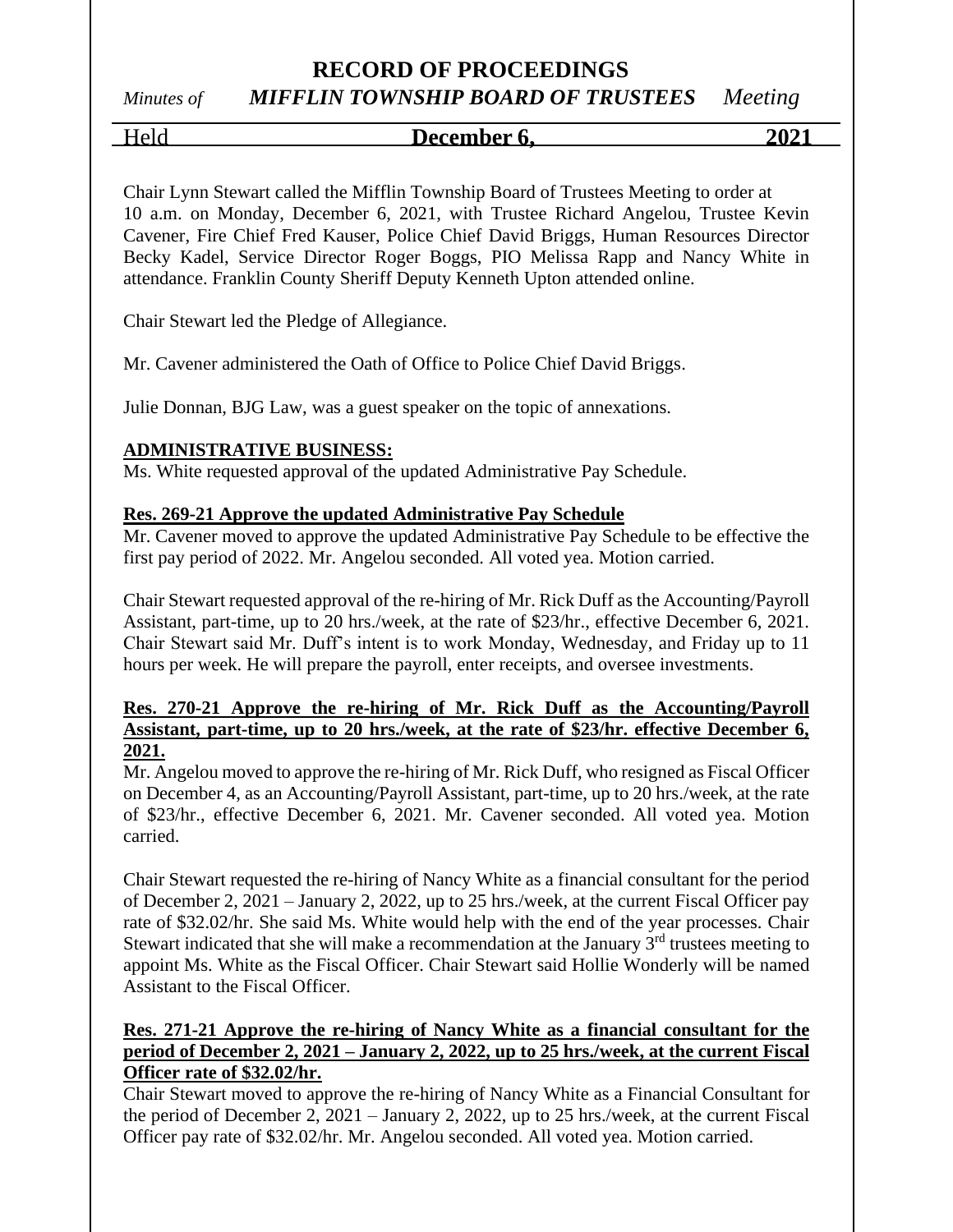# RECORD OF PROCEEDINGS

*Minutes of* ***MIFFLIN TOWNSHIP BOARD OF TRUSTEES*** *Meeting*

Held **December 6, 2021**

Chair Lynn Stewart called the Mifflin Township Board of Trustees Meeting to order at 10 a.m. on Monday, December 6, 2021, with Trustee Richard Angelou, Trustee Kevin Cavener, Fire Chief Fred Kauser, Police Chief David Briggs, Human Resources Director Becky Kadel, Service Director Roger Boggs, PIO Melissa Rapp and Nancy White in attendance. Franklin County Sheriff Deputy Kenneth Upton attended online.

Chair Stewart led the Pledge of Allegiance.

Mr. Cavener administered the Oath of Office to Police Chief David Briggs.

Julie Donnan, BJG Law, was a guest speaker on the topic of annexations.

**ADMINISTRATIVE BUSINESS:**

Ms. White requested approval of the updated Administrative Pay Schedule.

**Res. 269-21 Approve the updated Administrative Pay Schedule**

Mr. Cavener moved to approve the updated Administrative Pay Schedule to be effective the first pay period of 2022. Mr. Angelou seconded. All voted yea. Motion carried.

Chair Stewart requested approval of the re-hiring of Mr. Rick Duff as the Accounting/Payroll Assistant, part-time, up to 20 hrs./week, at the rate of $23/hr., effective December 6, 2021. Chair Stewart said Mr. Duff's intent is to work Monday, Wednesday, and Friday up to 11 hours per week. He will prepare the payroll, enter receipts, and oversee investments.

**Res. 270-21 Approve the re-hiring of Mr. Rick Duff as the Accounting/Payroll Assistant, part-time, up to 20 hrs./week, at the rate of $23/hr. effective December 6, 2021.**

Mr. Angelou moved to approve the re-hiring of Mr. Rick Duff, who resigned as Fiscal Officer on December 4, as an Accounting/Payroll Assistant, part-time, up to 20 hrs./week, at the rate of $23/hr., effective December 6, 2021. Mr. Cavener seconded. All voted yea. Motion carried.

Chair Stewart requested the re-hiring of Nancy White as a financial consultant for the period of December 2, 2021 – January 2, 2022, up to 25 hrs./week, at the current Fiscal Officer pay rate of $32.02/hr. She said Ms. White would help with the end of the year processes. Chair Stewart indicated that she will make a recommendation at the January 3rd trustees meeting to appoint Ms. White as the Fiscal Officer. Chair Stewart said Hollie Wonderly will be named Assistant to the Fiscal Officer.

**Res. 271-21 Approve the re-hiring of Nancy White as a financial consultant for the period of December 2, 2021 – January 2, 2022, up to 25 hrs./week, at the current Fiscal Officer rate of $32.02/hr.**

Chair Stewart moved to approve the re-hiring of Nancy White as a Financial Consultant for the period of December 2, 2021 – January 2, 2022, up to 25 hrs./week, at the current Fiscal Officer pay rate of $32.02/hr. Mr. Angelou seconded. All voted yea. Motion carried.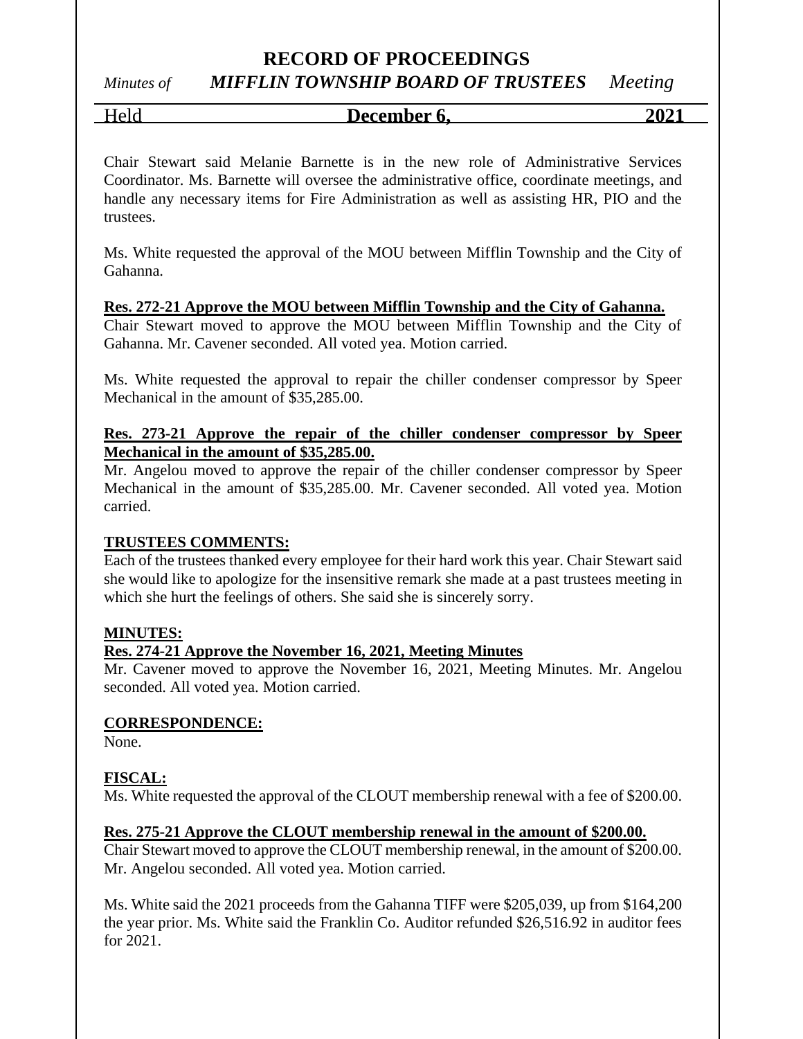Chair Stewart said Melanie Barnette is in the new role of Administrative Services Coordinator. Ms. Barnette will oversee the administrative office, coordinate meetings, and handle any necessary items for Fire Administration as well as assisting HR, PIO and the trustees.

Ms. White requested the approval of the MOU between Mifflin Township and the City of Gahanna.

**Res. 272-21 Approve the MOU between Mifflin Township and the City of Gahanna.**
Chair Stewart moved to approve the MOU between Mifflin Township and the City of Gahanna. Mr. Cavener seconded. All voted yea. Motion carried.

Ms. White requested the approval to repair the chiller condenser compressor by Speer Mechanical in the amount of $35,285.00.

**Res. 273-21 Approve the repair of the chiller condenser compressor by Speer Mechanical in the amount of $35,285.00.**
Mr. Angelou moved to approve the repair of the chiller condenser compressor by Speer Mechanical in the amount of $35,285.00. Mr. Cavener seconded. All voted yea. Motion carried.

**TRUSTEES COMMENTS:**
Each of the trustees thanked every employee for their hard work this year. Chair Stewart said she would like to apologize for the insensitive remark she made at a past trustees meeting in which she hurt the feelings of others. She said she is sincerely sorry.

**MINUTES:**
**Res. 274-21 Approve the November 16, 2021, Meeting Minutes**
Mr. Cavener moved to approve the November 16, 2021, Meeting Minutes. Mr. Angelou seconded. All voted yea. Motion carried.

**CORRESPONDENCE:**
None.

**FISCAL:**
Ms. White requested the approval of the CLOUT membership renewal with a fee of $200.00.

**Res. 275-21 Approve the CLOUT membership renewal in the amount of $200.00.**
Chair Stewart moved to approve the CLOUT membership renewal, in the amount of $200.00. Mr. Angelou seconded. All voted yea. Motion carried.

Ms. White said the 2021 proceeds from the Gahanna TIFF were $205,039, up from $164,200 the year prior. Ms. White said the Franklin Co. Auditor refunded $26,516.92 in auditor fees for 2021.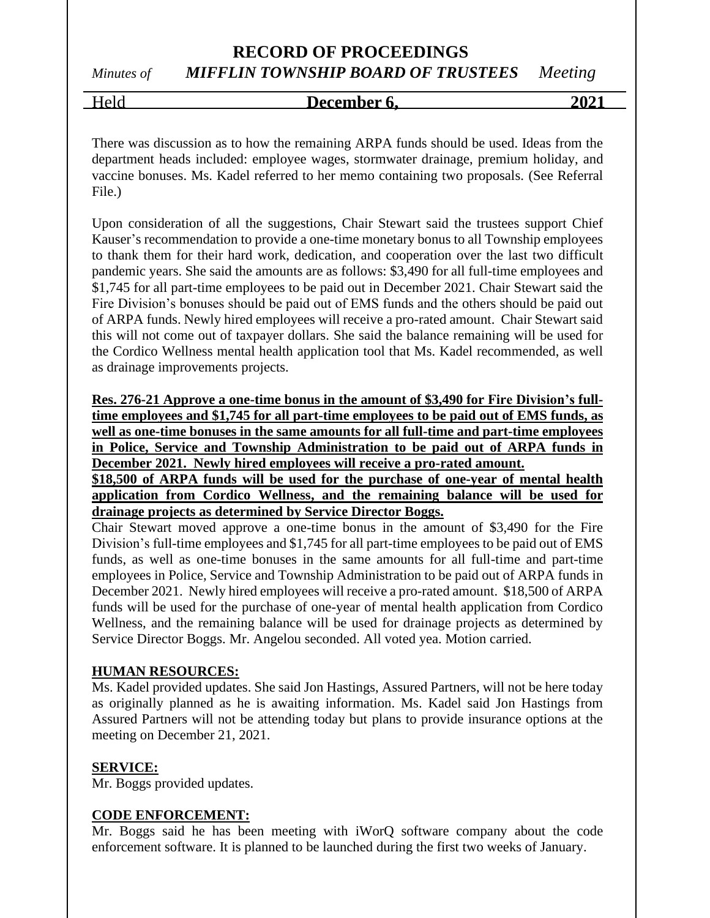There was discussion as to how the remaining ARPA funds should be used. Ideas from the department heads included: employee wages, stormwater drainage, premium holiday, and vaccine bonuses. Ms. Kadel referred to her memo containing two proposals. (See Referral File.)

Upon consideration of all the suggestions, Chair Stewart said the trustees support Chief Kauser's recommendation to provide a one-time monetary bonus to all Township employees to thank them for their hard work, dedication, and cooperation over the last two difficult pandemic years. She said the amounts are as follows: $3,490 for all full-time employees and $1,745 for all part-time employees to be paid out in December 2021. Chair Stewart said the Fire Division's bonuses should be paid out of EMS funds and the others should be paid out of ARPA funds. Newly hired employees will receive a pro-rated amount. Chair Stewart said this will not come out of taxpayer dollars. She said the balance remaining will be used for the Cordico Wellness mental health application tool that Ms. Kadel recommended, as well as drainage improvements projects.

**Res. 276-21 Approve a one-time bonus in the amount of $3,490 for Fire Division's full-time employees and $1,745 for all part-time employees to be paid out of EMS funds, as well as one-time bonuses in the same amounts for all full-time and part-time employees in Police, Service and Township Administration to be paid out of ARPA funds in December 2021. Newly hired employees will receive a pro-rated amount.**
**$18,500 of ARPA funds will be used for the purchase of one-year of mental health application from Cordico Wellness, and the remaining balance will be used for drainage projects as determined by Service Director Boggs.**
Chair Stewart moved approve a one-time bonus in the amount of $3,490 for the Fire Division's full-time employees and $1,745 for all part-time employees to be paid out of EMS funds, as well as one-time bonuses in the same amounts for all full-time and part-time employees in Police, Service and Township Administration to be paid out of ARPA funds in December 2021. Newly hired employees will receive a pro-rated amount. $18,500 of ARPA funds will be used for the purchase of one-year of mental health application from Cordico Wellness, and the remaining balance will be used for drainage projects as determined by Service Director Boggs. Mr. Angelou seconded. All voted yea. Motion carried.

**HUMAN RESOURCES:**
Ms. Kadel provided updates. She said Jon Hastings, Assured Partners, will not be here today as originally planned as he is awaiting information. Ms. Kadel said Jon Hastings from Assured Partners will not be attending today but plans to provide insurance options at the meeting on December 21, 2021.

**SERVICE:**
Mr. Boggs provided updates.

**CODE ENFORCEMENT:**
Mr. Boggs said he has been meeting with iWorQ software company about the code enforcement software. It is planned to be launched during the first two weeks of January.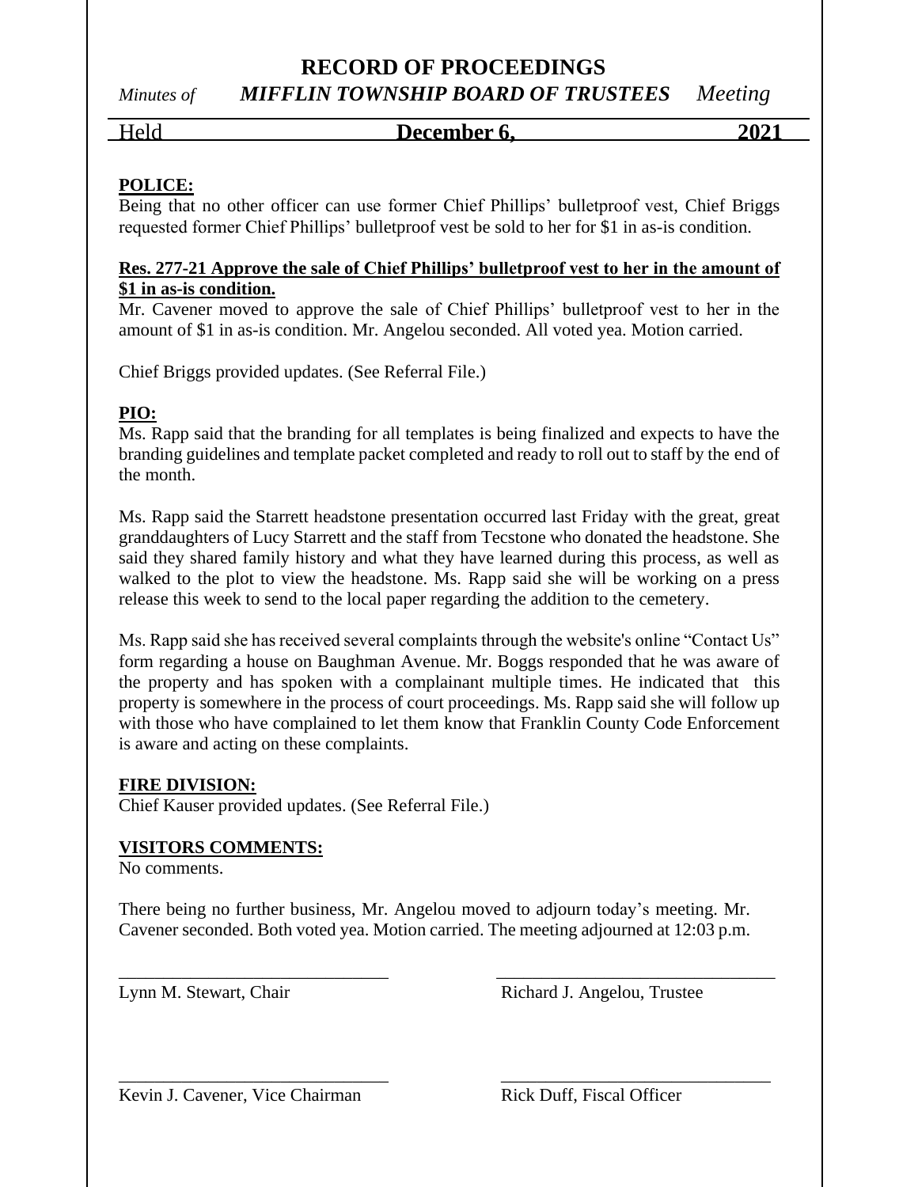**POLICE:**

Being that no other officer can use former Chief Phillips' bulletproof vest, Chief Briggs requested former Chief Phillips' bulletproof vest be sold to her for $1 in as-is condition.

**Res. 277-21 Approve the sale of Chief Phillips' bulletproof vest to her in the amount of $1 in as-is condition.**

Mr. Cavener moved to approve the sale of Chief Phillips' bulletproof vest to her in the amount of $1 in as-is condition. Mr. Angelou seconded. All voted yea. Motion carried.

Chief Briggs provided updates. (See Referral File.)

**PIO:**

Ms. Rapp said that the branding for all templates is being finalized and expects to have the branding guidelines and template packet completed and ready to roll out to staff by the end of the month.

Ms. Rapp said the Starrett headstone presentation occurred last Friday with the great, great granddaughters of Lucy Starrett and the staff from Tecstone who donated the headstone. She said they shared family history and what they have learned during this process, as well as walked to the plot to view the headstone. Ms. Rapp said she will be working on a press release this week to send to the local paper regarding the addition to the cemetery.

Ms. Rapp said she has received several complaints through the website's online "Contact Us" form regarding a house on Baughman Avenue. Mr. Boggs responded that he was aware of the property and has spoken with a complainant multiple times. He indicated that this property is somewhere in the process of court proceedings. Ms. Rapp said she will follow up with those who have complained to let them know that Franklin County Code Enforcement is aware and acting on these complaints.

**FIRE DIVISION:**

Chief Kauser provided updates. (See Referral File.)

**VISITORS COMMENTS:**

No comments.

There being no further business, Mr. Angelou moved to adjourn today's meeting. Mr. Cavener seconded. Both voted yea. Motion carried. The meeting adjourned at 12:03 p.m.

| | |
|---|---|
| ______________________________ | ______________________________ |
| Lynn M. Stewart, Chair | Richard J. Angelou, Trustee |
| ______________________________ | ______________________________ |
| Kevin J. Cavener, Vice Chairman | Rick Duff, Fiscal Officer |